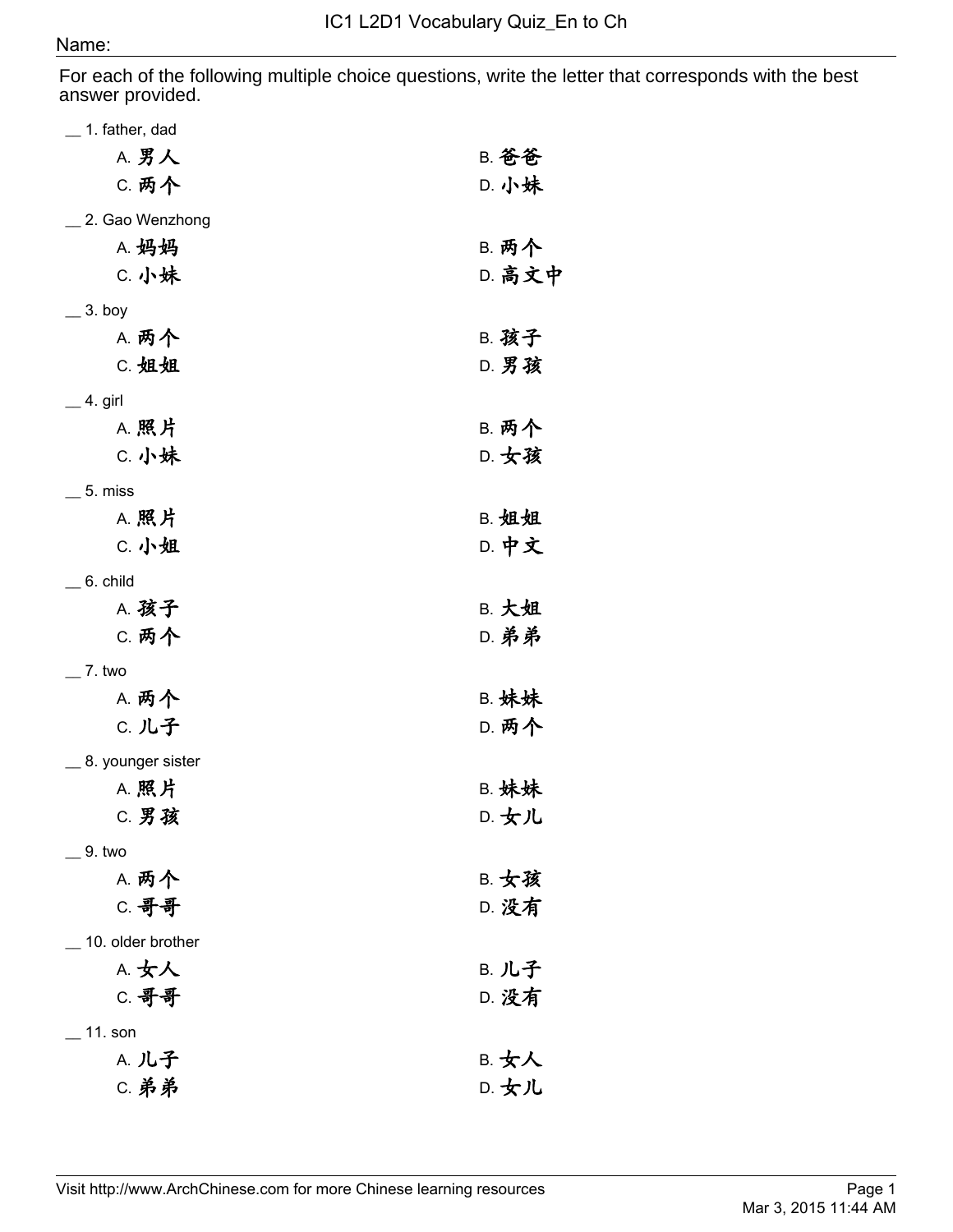# IC1 L2D1 Vocabulary Quiz_En to Ch

Name:

For each of the following multiple choice questions, write the letter that corresponds with the best answer provided.

__ 1. father, dad

A. 男人　　B. 爸爸
C. 两个　　D. 小妹

__ 2. Gao Wenzhong

A. 妈妈　　B. 两个
C. 小妹　　D. 高文中

__ 3. boy

A. 两个　　B. 孩子
C. 姐姐　　D. 男孩

__ 4. girl

A. 照片　　B. 两个
C. 小妹　　D. 女孩

__ 5. miss

A. 照片　　B. 姐姐
C. 小姐　　D. 中文

__ 6. child

A. 孩子　　B. 大姐
C. 两个　　D. 弟弟

__ 7. two

A. 两个　　B. 妹妹
C. 儿子　　D. 两个

__ 8. younger sister

A. 照片　　B. 妹妹
C. 男孩　　D. 女儿

__ 9. two

A. 两个　　B. 女孩
C. 哥哥　　D. 没有

__ 10. older brother

A. 女人　　B. 儿子
C. 哥哥　　D. 没有

__ 11. son

A. 儿子　　B. 女人
C. 弟弟　　D. 女儿

Visit http://www.ArchChinese.com for more Chinese learning resources

Mar 3, 2015 11:44 AM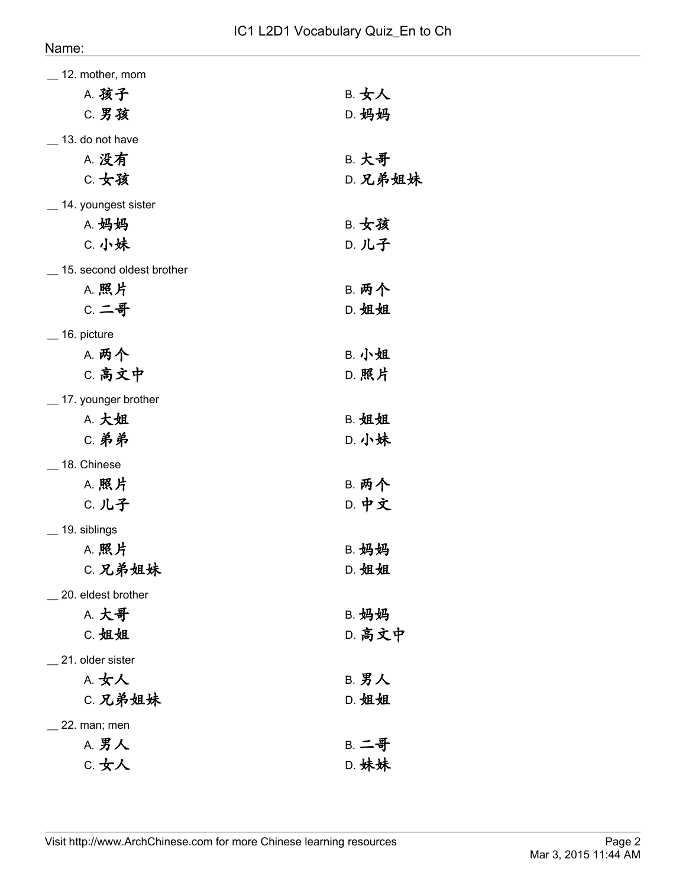__ 12. mother, mom

A. 孩子
B. 女人
C. 男孩
D. 妈妈

__ 13. do not have

A. 没有
B. 大哥
C. 女孩
D. 兄弟姐妹

__ 14. youngest sister

A. 妈妈
B. 女孩
C. 小妹
D. 儿子

__ 15. second oldest brother

A. 照片
B. 两个
C. 二哥
D. 姐姐

__ 16. picture

A. 两个
B. 小姐
C. 高文中
D. 照片

__ 17. younger brother

A. 大姐
B. 姐姐
C. 弟弟
D. 小妹

__ 18. Chinese

A. 照片
B. 两个
C. 儿子
D. 中文

__ 19. siblings

A. 照片
B. 妈妈
C. 兄弟姐妹
D. 姐姐

__ 20. eldest brother

A. 大哥
B. 妈妈
C. 姐姐
D. 高文中

__ 21. older sister

A. 女人
B. 男人
C. 兄弟姐妹
D. 姐姐

__ 22. man; men

A. 男人
B. 二哥
C. 女人
D. 妹妹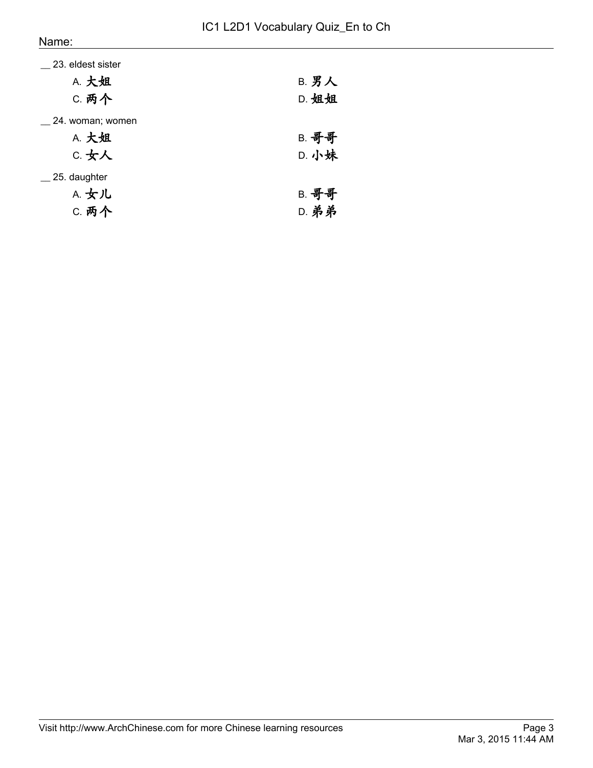Name:

__ 23. eldest sister

A. 大姐
B. 男人
C. 两个
D. 姐姐

__ 24. woman; women

A. 大姐
B. 哥哥
C. 女人
D. 小妹

__ 25. daughter

A. 女儿
B. 哥哥
C. 两个
D. 弟弟